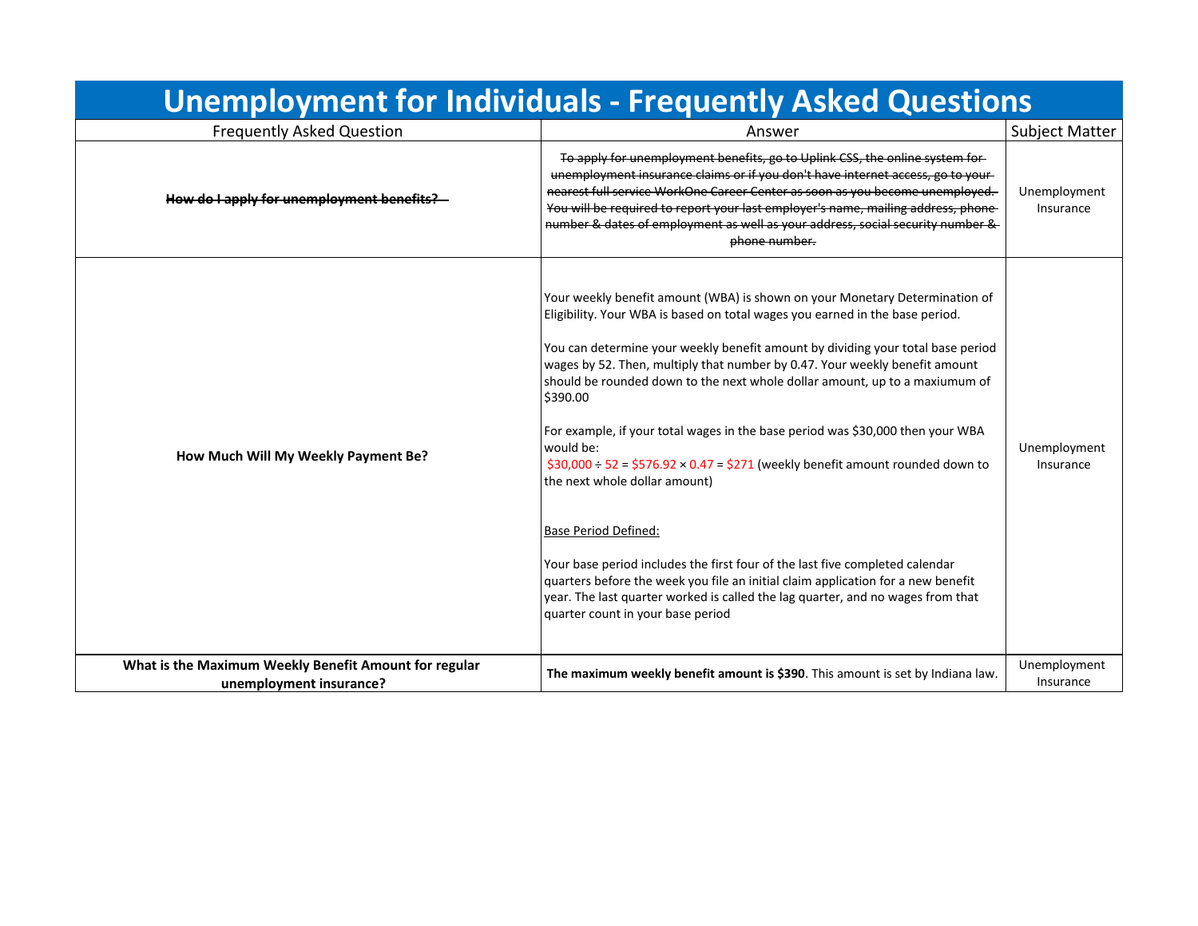# Unemployment for Individuals - Frequently Asked Questions

| Frequently Asked Question | Answer | Subject Matter |
|---|---|---|
| ~~**How do I apply for unemployment benefits?**~~ | ~~To apply for unemployment benefits, go to Uplink CSS, the online system for unemployment insurance claims or if you don't have internet access, go to your nearest full service WorkOne Career Center as soon as you become unemployed. You will be required to report your last employer's name, mailing address, phone number & dates of employment as well as your address, social security number & phone number.~~ | Unemployment Insurance |
| **How Much Will My Weekly Payment Be?** | Your weekly benefit amount (WBA) is shown on your Monetary Determination of Eligibility. Your WBA is based on total wages you earned in the base period.<br><br>You can determine your weekly benefit amount by dividing your total base period wages by 52. Then, multiply that number by 0.47. Your weekly benefit amount should be rounded down to the next whole dollar amount, up to a maxiumum of $390.00<br><br>For example, if your total wages in the base period was $30,000 then your WBA would be:<br>$30,000 ÷ 52 = $576.92 × 0.47 = $271 (weekly benefit amount rounded down to the next whole dollar amount)<br><br>Base Period Defined:<br><br>Your base period includes the first four of the last five completed calendar quarters before the week you file an initial claim application for a new benefit year. The last quarter worked is called the lag quarter, and no wages from that quarter count in your base period | Unemployment Insurance |
| **What is the Maximum Weekly Benefit Amount for regular unemployment insurance?** | **The maximum weekly benefit amount is $390**. This amount is set by Indiana law. | Unemployment Insurance |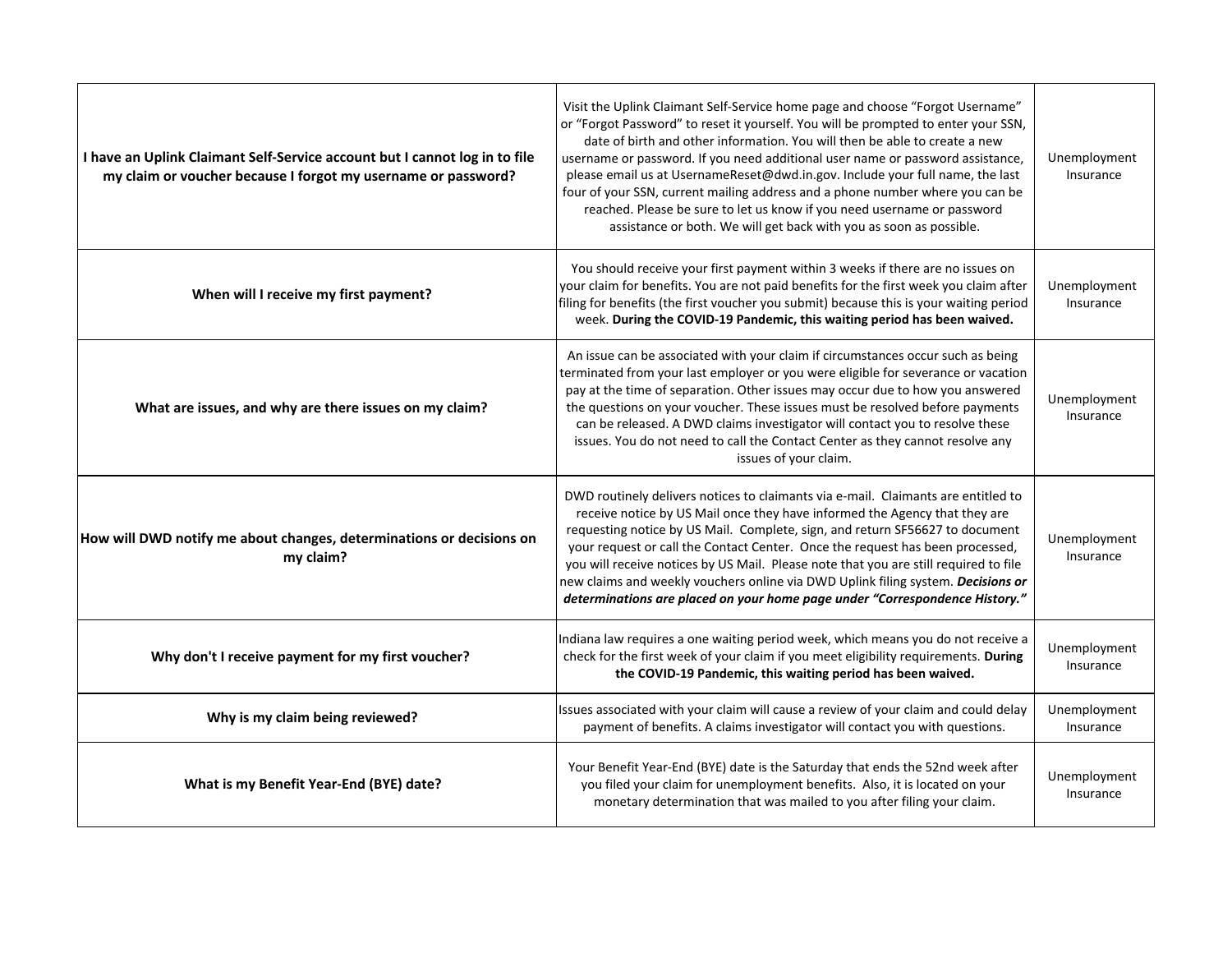| | | |
|---|---|---|
| **I have an Uplink Claimant Self-Service account but I cannot log in to file my claim or voucher because I forgot my username or password?** | Visit the Uplink Claimant Self-Service home page and choose "Forgot Username" or "Forgot Password" to reset it yourself. You will be prompted to enter your SSN, date of birth and other information. You will then be able to create a new username or password. If you need additional user name or password assistance, please email us at UsernameReset@dwd.in.gov. Include your full name, the last four of your SSN, current mailing address and a phone number where you can be reached. Please be sure to let us know if you need username or password assistance or both. We will get back with you as soon as possible. | Unemployment Insurance |
| **When will I receive my first payment?** | You should receive your first payment within 3 weeks if there are no issues on your claim for benefits. You are not paid benefits for the first week you claim after filing for benefits (the first voucher you submit) because this is your waiting period week. **During the COVID-19 Pandemic, this waiting period has been waived.** | Unemployment Insurance |
| **What are issues, and why are there issues on my claim?** | An issue can be associated with your claim if circumstances occur such as being terminated from your last employer or you were eligible for severance or vacation pay at the time of separation. Other issues may occur due to how you answered the questions on your voucher. These issues must be resolved before payments can be released. A DWD claims investigator will contact you to resolve these issues. You do not need to call the Contact Center as they cannot resolve any issues of your claim. | Unemployment Insurance |
| **How will DWD notify me about changes, determinations or decisions on my claim?** | DWD routinely delivers notices to claimants via e-mail. Claimants are entitled to receive notice by US Mail once they have informed the Agency that they are requesting notice by US Mail. Complete, sign, and return SF56627 to document your request or call the Contact Center. Once the request has been processed, you will receive notices by US Mail. Please note that you are still required to file new claims and weekly vouchers online via DWD Uplink filing system. ***Decisions or determinations are placed on your home page under "Correspondence History."*** | Unemployment Insurance |
| **Why don't I receive payment for my first voucher?** | Indiana law requires a one waiting period week, which means you do not receive a check for the first week of your claim if you meet eligibility requirements. **During the COVID-19 Pandemic, this waiting period has been waived.** | Unemployment Insurance |
| **Why is my claim being reviewed?** | Issues associated with your claim will cause a review of your claim and could delay payment of benefits. A claims investigator will contact you with questions. | Unemployment Insurance |
| **What is my Benefit Year-End (BYE) date?** | Your Benefit Year-End (BYE) date is the Saturday that ends the 52nd week after you filed your claim for unemployment benefits. Also, it is located on your monetary determination that was mailed to you after filing your claim. | Unemployment Insurance |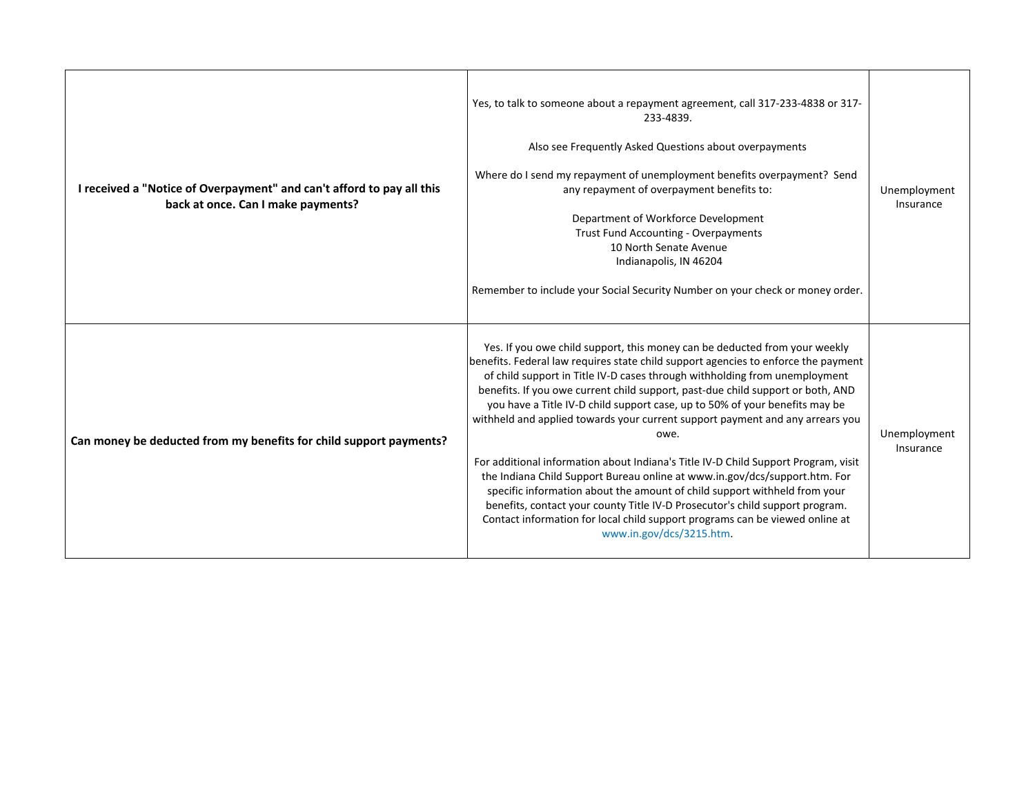| | | |
|---|---|---|
| **I received a "Notice of Overpayment" and can't afford to pay all this back at once. Can I make payments?** | Yes, to talk to someone about a repayment agreement, call 317-233-4838 or 317-233-4839.<br><br>Also see Frequently Asked Questions about overpayments<br><br>Where do I send my repayment of unemployment benefits overpayment? Send any repayment of overpayment benefits to:<br><br>Department of Workforce Development<br>Trust Fund Accounting - Overpayments<br>10 North Senate Avenue<br>Indianapolis, IN 46204<br><br>Remember to include your Social Security Number on your check or money order. | Unemployment Insurance |
| **Can money be deducted from my benefits for child support payments?** | Yes. If you owe child support, this money can be deducted from your weekly benefits. Federal law requires state child support agencies to enforce the payment of child support in Title IV-D cases through withholding from unemployment benefits. If you owe current child support, past-due child support or both, AND you have a Title IV-D child support case, up to 50% of your benefits may be withheld and applied towards your current support payment and any arrears you owe.<br><br>For additional information about Indiana's Title IV-D Child Support Program, visit the Indiana Child Support Bureau online at www.in.gov/dcs/support.htm. For specific information about the amount of child support withheld from your benefits, contact your county Title IV-D Prosecutor's child support program. Contact information for local child support programs can be viewed online at www.in.gov/dcs/3215.htm. | Unemployment Insurance |